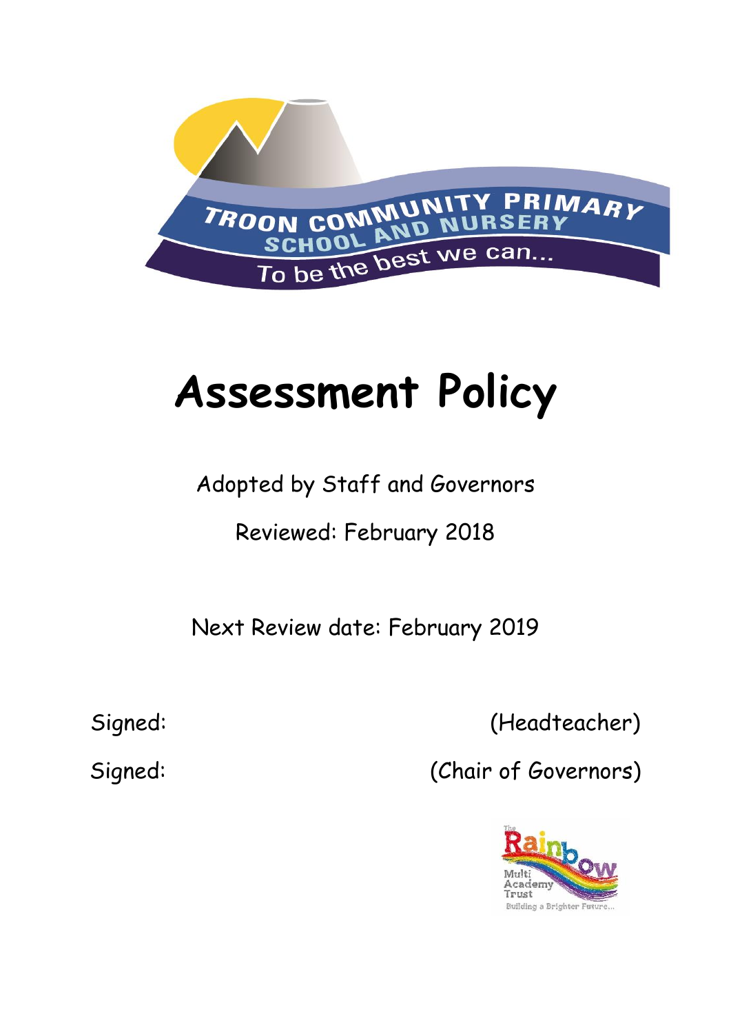TROON COMMUNITY PRIMARY SCHOOL AND NURSERY

To be the best we can...

# Assessment Policy

Adopted by Staff and Governors

Reviewed: February 2018

Next Review date: February 2019

Signed: (Headteacher)

Signed: (Chair of Governors)

The Rainbow Multi Academy Trust

Building a Brighter Future...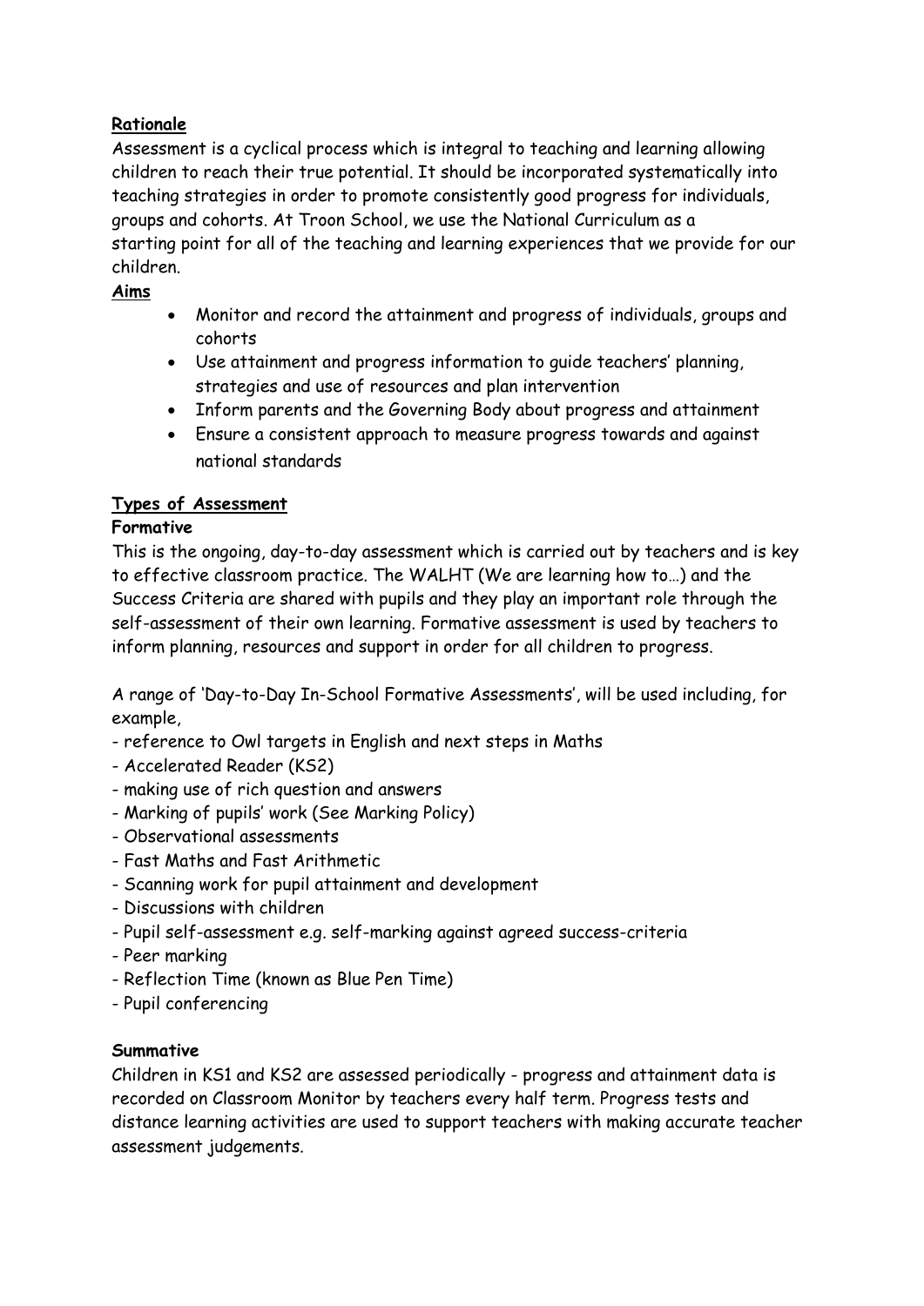**Rationale**

Assessment is a cyclical process which is integral to teaching and learning allowing children to reach their true potential. It should be incorporated systematically into teaching strategies in order to promote consistently good progress for individuals, groups and cohorts. At Troon School, we use the National Curriculum as a starting point for all of the teaching and learning experiences that we provide for our children.

**Aims**

- Monitor and record the attainment and progress of individuals, groups and cohorts
- Use attainment and progress information to guide teachers' planning, strategies and use of resources and plan intervention
- Inform parents and the Governing Body about progress and attainment
- Ensure a consistent approach to measure progress towards and against national standards

**Types of Assessment**

**Formative**

This is the ongoing, day-to-day assessment which is carried out by teachers and is key to effective classroom practice. The WALHT (We are learning how to…) and the Success Criteria are shared with pupils and they play an important role through the self-assessment of their own learning. Formative assessment is used by teachers to inform planning, resources and support in order for all children to progress.

A range of 'Day-to-Day In-School Formative Assessments', will be used including, for example,

- reference to Owl targets in English and next steps in Maths
- Accelerated Reader (KS2)
- making use of rich question and answers
- Marking of pupils' work (See Marking Policy)
- Observational assessments
- Fast Maths and Fast Arithmetic
- Scanning work for pupil attainment and development
- Discussions with children
- Pupil self-assessment e.g. self-marking against agreed success-criteria
- Peer marking
- Reflection Time (known as Blue Pen Time)
- Pupil conferencing

**Summative**

Children in KS1 and KS2 are assessed periodically - progress and attainment data is recorded on Classroom Monitor by teachers every half term. Progress tests and distance learning activities are used to support teachers with making accurate teacher assessment judgements.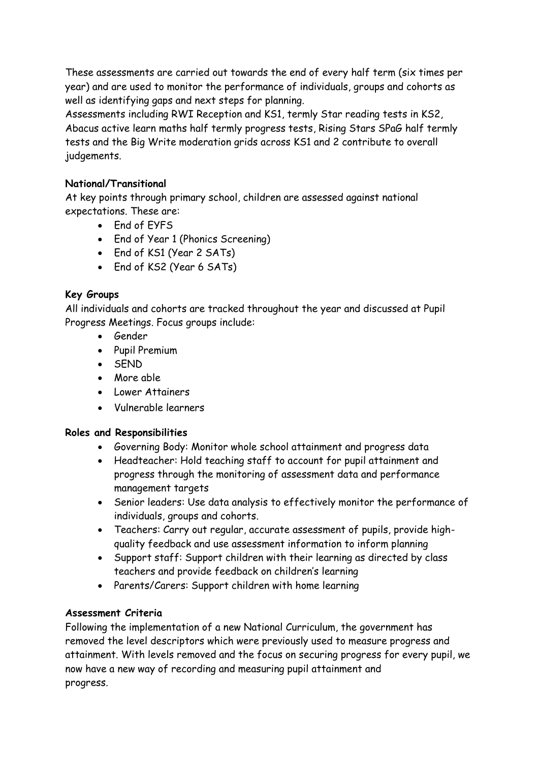These assessments are carried out towards the end of every half term (six times per year) and are used to monitor the performance of individuals, groups and cohorts as well as identifying gaps and next steps for planning.

Assessments including RWI Reception and KS1, termly Star reading tests in KS2, Abacus active learn maths half termly progress tests, Rising Stars SPaG half termly tests and the Big Write moderation grids across KS1 and 2 contribute to overall judgements.

**National/Transitional**

At key points through primary school, children are assessed against national expectations. These are:

- End of EYFS
- End of Year 1 (Phonics Screening)
- End of KS1 (Year 2 SATs)
- End of KS2 (Year 6 SATs)

**Key Groups**

All individuals and cohorts are tracked throughout the year and discussed at Pupil Progress Meetings. Focus groups include:

- Gender
- Pupil Premium
- SEND
- More able
- Lower Attainers
- Vulnerable learners

**Roles and Responsibilities**

- Governing Body: Monitor whole school attainment and progress data
- Headteacher: Hold teaching staff to account for pupil attainment and progress through the monitoring of assessment data and performance management targets
- Senior leaders: Use data analysis to effectively monitor the performance of individuals, groups and cohorts.
- Teachers: Carry out regular, accurate assessment of pupils, provide high-quality feedback and use assessment information to inform planning
- Support staff: Support children with their learning as directed by class teachers and provide feedback on children's learning
- Parents/Carers: Support children with home learning

**Assessment Criteria**

Following the implementation of a new National Curriculum, the government has removed the level descriptors which were previously used to measure progress and attainment. With levels removed and the focus on securing progress for every pupil, we now have a new way of recording and measuring pupil attainment and progress.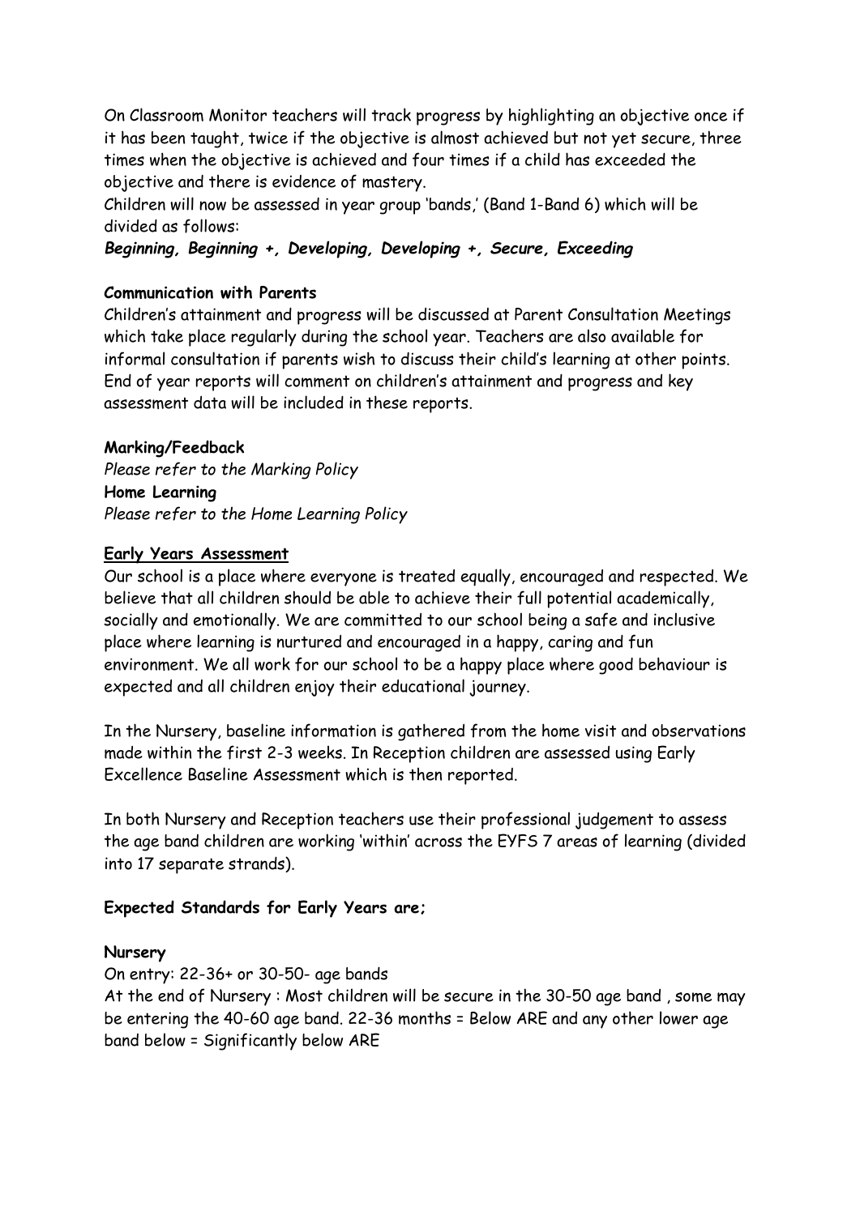On Classroom Monitor teachers will track progress by highlighting an objective once if it has been taught, twice if the objective is almost achieved but not yet secure, three times when the objective is achieved and four times if a child has exceeded the objective and there is evidence of mastery.

Children will now be assessed in year group 'bands,' (Band 1-Band 6) which will be divided as follows:

***Beginning, Beginning +, Developing, Developing +, Secure, Exceeding***

**Communication with Parents**

Children's attainment and progress will be discussed at Parent Consultation Meetings which take place regularly during the school year. Teachers are also available for informal consultation if parents wish to discuss their child's learning at other points. End of year reports will comment on children's attainment and progress and key assessment data will be included in these reports.

**Marking/Feedback**

*Please refer to the Marking Policy*

**Home Learning**

*Please refer to the Home Learning Policy*

**Early Years Assessment**

Our school is a place where everyone is treated equally, encouraged and respected. We believe that all children should be able to achieve their full potential academically, socially and emotionally. We are committed to our school being a safe and inclusive place where learning is nurtured and encouraged in a happy, caring and fun environment. We all work for our school to be a happy place where good behaviour is expected and all children enjoy their educational journey.

In the Nursery, baseline information is gathered from the home visit and observations made within the first 2-3 weeks. In Reception children are assessed using Early Excellence Baseline Assessment which is then reported.

In both Nursery and Reception teachers use their professional judgement to assess the age band children are working 'within' across the EYFS 7 areas of learning (divided into 17 separate strands).

**Expected Standards for Early Years are;**

**Nursery**

On entry: 22-36+ or 30-50- age bands

At the end of Nursery : Most children will be secure in the 30-50 age band , some may be entering the 40-60 age band. 22-36 months = Below ARE and any other lower age band below = Significantly below ARE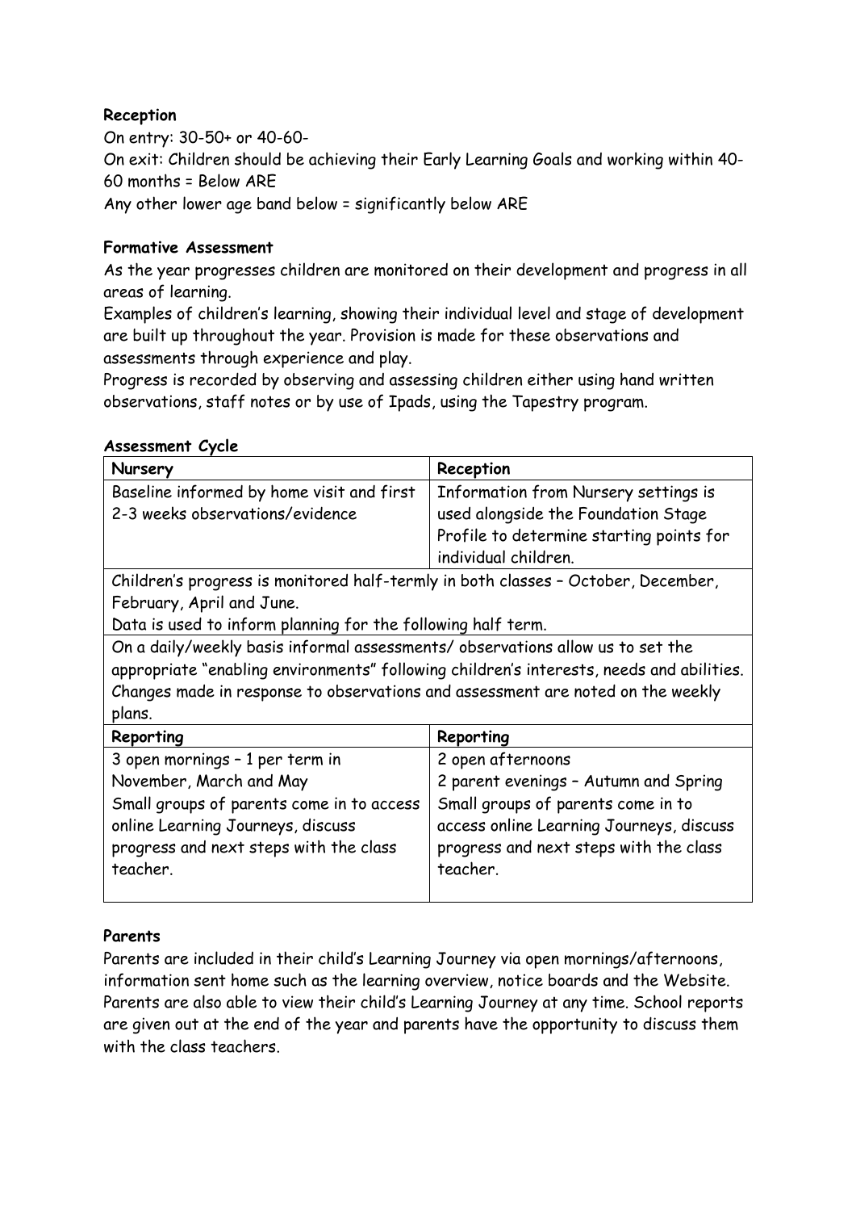**Reception**

On entry: 30-50+ or 40-60-

On exit: Children should be achieving their Early Learning Goals and working within 40-60 months = Below ARE

Any other lower age band below = significantly below ARE

**Formative Assessment**

As the year progresses children are monitored on their development and progress in all areas of learning.

Examples of children's learning, showing their individual level and stage of development are built up throughout the year. Provision is made for these observations and assessments through experience and play.

Progress is recorded by observing and assessing children either using hand written observations, staff notes or by use of Ipads, using the Tapestry program.

**Assessment Cycle**

| **Nursery** | **Reception** |
| --- | --- |
| Baseline informed by home visit and first 2-3 weeks observations/evidence | Information from Nursery settings is used alongside the Foundation Stage Profile to determine starting points for individual children. |
| Children's progress is monitored half-termly in both classes – October, December, February, April and June. Data is used to inform planning for the following half term. | |
| On a daily/weekly basis informal assessments/ observations allow us to set the appropriate "enabling environments" following children's interests, needs and abilities. Changes made in response to observations and assessment are noted on the weekly plans. | |
| **Reporting** | **Reporting** |
| 3 open mornings – 1 per term in November, March and May<br>Small groups of parents come in to access online Learning Journeys, discuss progress and next steps with the class teacher. | 2 open afternoons<br>2 parent evenings – Autumn and Spring<br>Small groups of parents come in to access online Learning Journeys, discuss progress and next steps with the class teacher. |

**Parents**

Parents are included in their child's Learning Journey via open mornings/afternoons, information sent home such as the learning overview, notice boards and the Website. Parents are also able to view their child's Learning Journey at any time. School reports are given out at the end of the year and parents have the opportunity to discuss them with the class teachers.